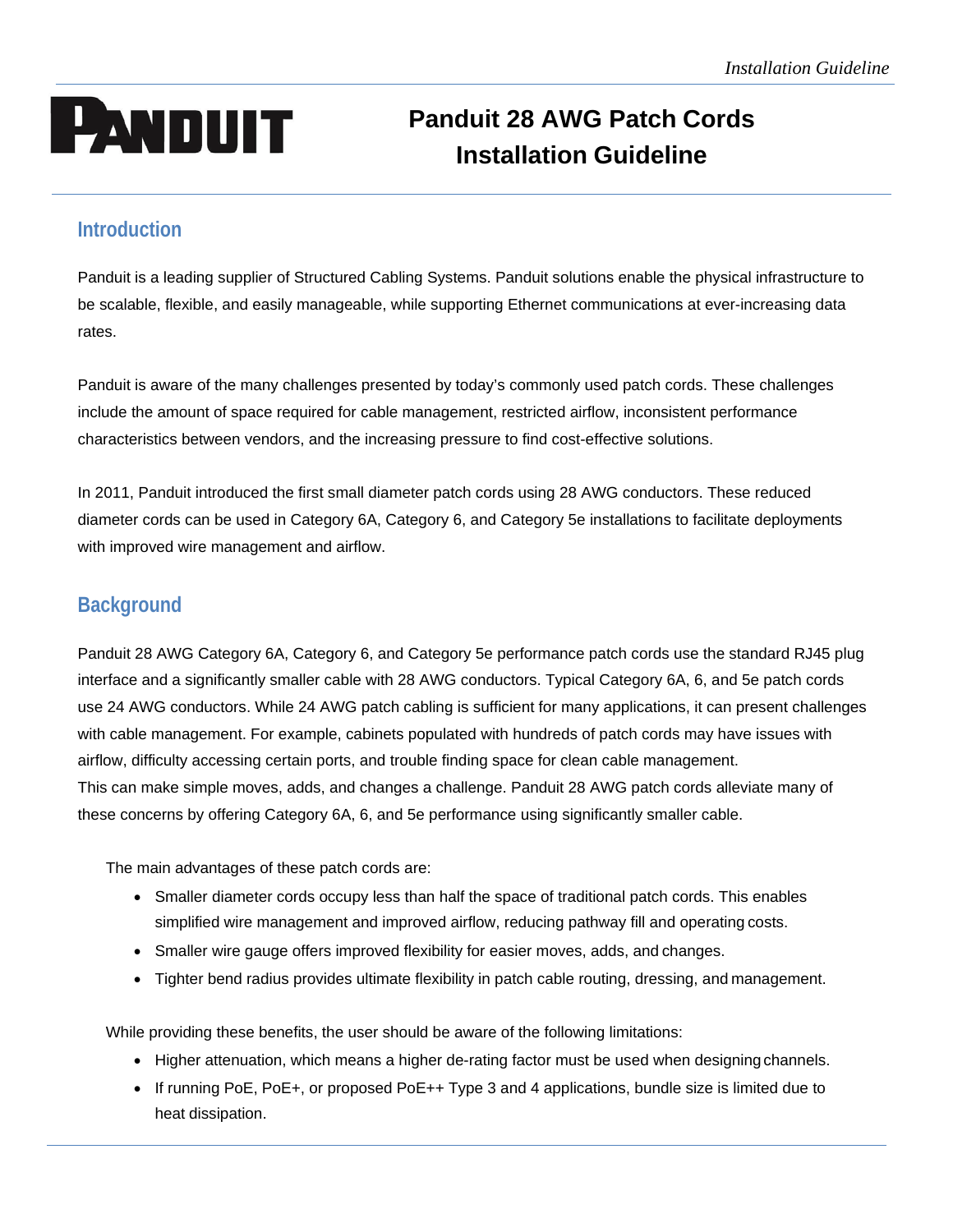# Panduit 28 AWG Patch Cords Installation Guideline

## Introduction

Panduit is a leading supplier of Structured Cabling Systems. Panduit solutions enable the physical infrastructure to be scalable, flexible, and easily manageable, while supporting Ethernet communications at ever-increasing data rates.

Panduit is aware of the many challenges presented by today's commonly used patch cords. These challenges include the amount of space required for cable management, restricted airflow, inconsistent performance characteristics between vendors, and the increasing pressure to find cost-effective solutions.

In 2011, Panduit introduced the first small diameter patch cords using 28 AWG conductors. These reduced diameter cords can be used in Category 6A, Category 6, and Category 5e installations to facilitate deployments with improved wire management and airflow.

## Background

Panduit 28 AWG Category 6A, Category 6, and Category 5e performance patch cords use the standard RJ45 plug interface and a significantly smaller cable with 28 AWG conductors. Typical Category 6A, 6, and 5e patch cords use 24 AWG conductors. While 24 AWG patch cabling is sufficient for many applications, it can present challenges with cable management. For example, cabinets populated with hundreds of patch cords may have issues with airflow, difficulty accessing certain ports, and trouble finding space for clean cable management. This can make simple moves, adds, and changes a challenge. Panduit 28 AWG patch cords alleviate many of these concerns by offering Category 6A, 6, and 5e performance using significantly smaller cable.

The main advantages of these patch cords are:

- Smaller diameter cords occupy less than half the space of traditional patch cords. This enables simplified wire management and improved airflow, reducing pathway fill and operating costs.
- Smaller wire gauge offers improved flexibility for easier moves, adds, and changes.
- Tighter bend radius provides ultimate flexibility in patch cable routing, dressing, and management.

While providing these benefits, the user should be aware of the following limitations:

- Higher attenuation, which means a higher de-rating factor must be used when designing channels.
- If running PoE, PoE+, or proposed PoE++ Type 3 and 4 applications, bundle size is limited due to heat dissipation.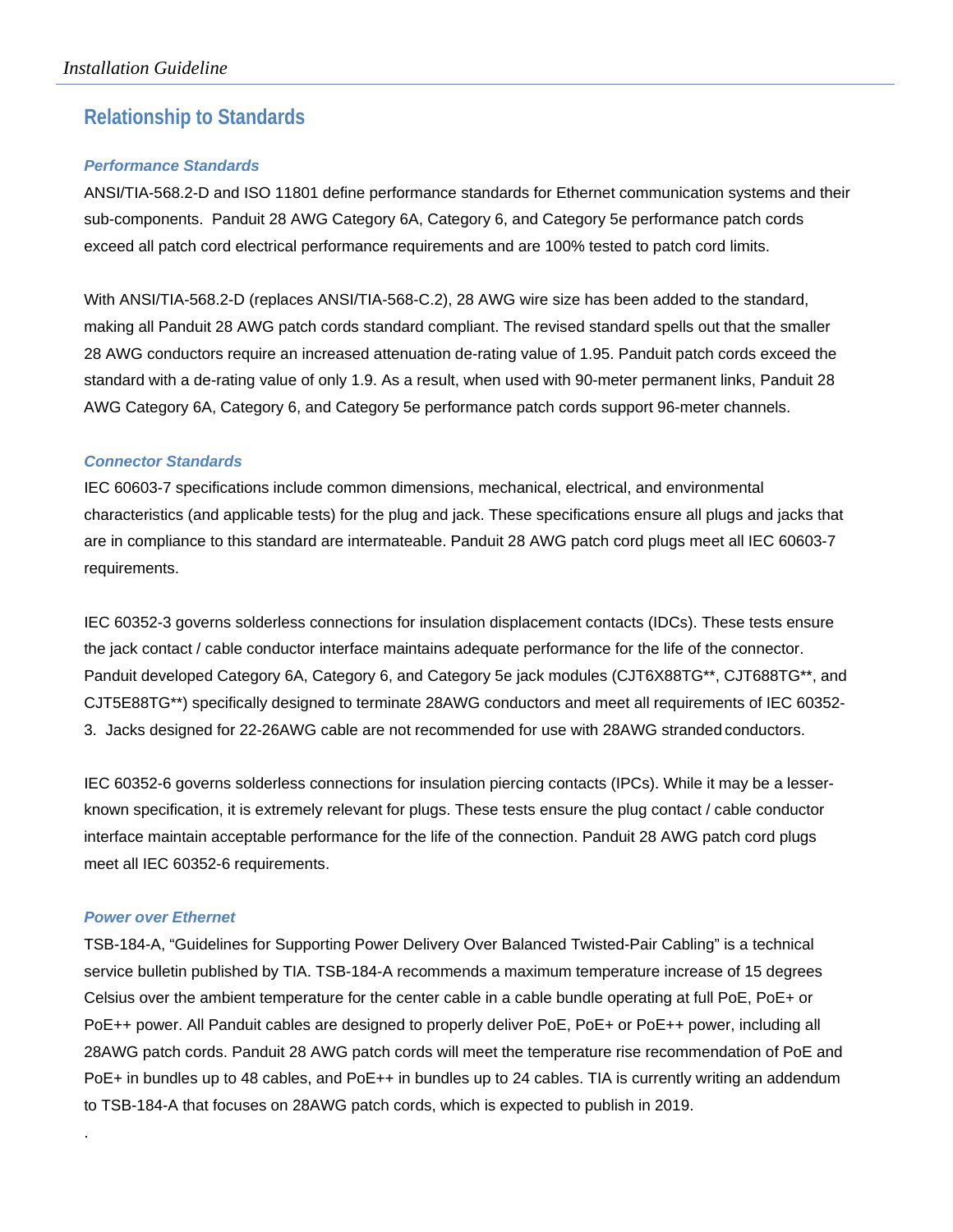## Relationship to Standards

### *Performance Standards*

ANSI/TIA-568.2-D and ISO 11801 define performance standards for Ethernet communication systems and their sub-components. Panduit 28 AWG Category 6A, Category 6, and Category 5e performance patch cords exceed all patch cord electrical performance requirements and are 100% tested to patch cord limits.

With ANSI/TIA-568.2-D (replaces ANSI/TIA-568-C.2), 28 AWG wire size has been added to the standard, making all Panduit 28 AWG patch cords standard compliant. The revised standard spells out that the smaller 28 AWG conductors require an increased attenuation de-rating value of 1.95. Panduit patch cords exceed the standard with a de-rating value of only 1.9. As a result, when used with 90-meter permanent links, Panduit 28 AWG Category 6A, Category 6, and Category 5e performance patch cords support 96-meter channels.

### *Connector Standards*

IEC 60603-7 specifications include common dimensions, mechanical, electrical, and environmental characteristics (and applicable tests) for the plug and jack. These specifications ensure all plugs and jacks that are in compliance to this standard are intermateable. Panduit 28 AWG patch cord plugs meet all IEC 60603-7 requirements.

IEC 60352-3 governs solderless connections for insulation displacement contacts (IDCs). These tests ensure the jack contact / cable conductor interface maintains adequate performance for the life of the connector. Panduit developed Category 6A, Category 6, and Category 5e jack modules (CJT6X88TG**, CJT688TG**, and CJT5E88TG**) specifically designed to terminate 28AWG conductors and meet all requirements of IEC 60352-3. Jacks designed for 22-26AWG cable are not recommended for use with 28AWG stranded conductors.

IEC 60352-6 governs solderless connections for insulation piercing contacts (IPCs). While it may be a lesser-known specification, it is extremely relevant for plugs. These tests ensure the plug contact / cable conductor interface maintain acceptable performance for the life of the connection. Panduit 28 AWG patch cord plugs meet all IEC 60352-6 requirements.

### *Power over Ethernet*

TSB-184-A, “Guidelines for Supporting Power Delivery Over Balanced Twisted-Pair Cabling” is a technical service bulletin published by TIA. TSB-184-A recommends a maximum temperature increase of 15 degrees Celsius over the ambient temperature for the center cable in a cable bundle operating at full PoE, PoE+ or PoE++ power. All Panduit cables are designed to properly deliver PoE, PoE+ or PoE++ power, including all 28AWG patch cords. Panduit 28 AWG patch cords will meet the temperature rise recommendation of PoE and PoE+ in bundles up to 48 cables, and PoE++ in bundles up to 24 cables. TIA is currently writing an addendum to TSB-184-A that focuses on 28AWG patch cords, which is expected to publish in 2019.

.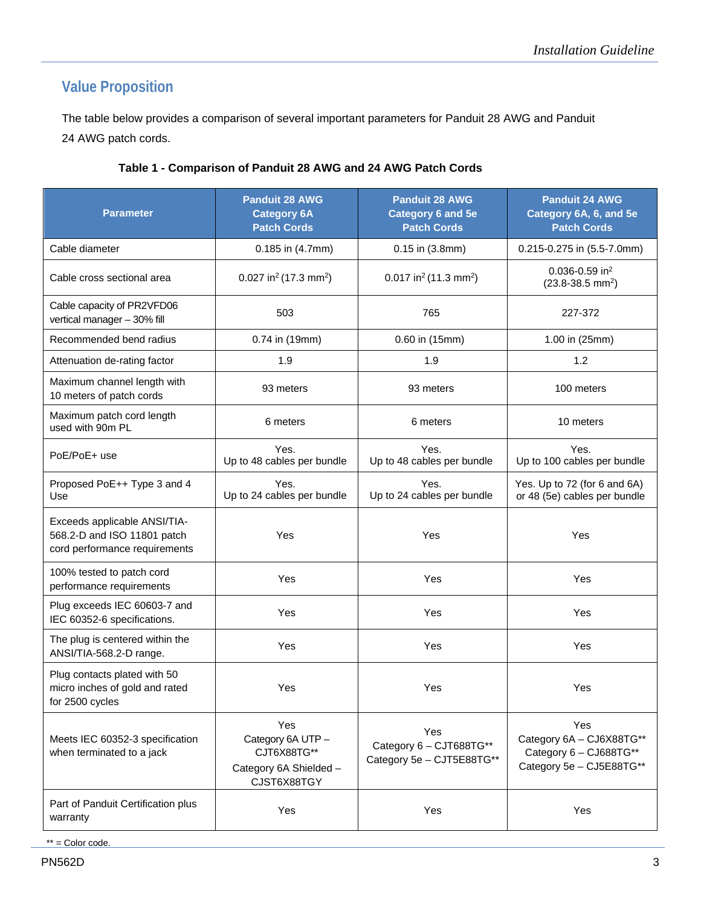## Value Proposition

The table below provides a comparison of several important parameters for Panduit 28 AWG and Panduit 24 AWG patch cords.

**Table 1 - Comparison of Panduit 28 AWG and 24 AWG Patch Cords**

| Parameter | Panduit 28 AWG Category 6A Patch Cords | Panduit 28 AWG Category 6 and 5e Patch Cords | Panduit 24 AWG Category 6A, 6, and 5e Patch Cords |
|---|---|---|---|
| Cable diameter | 0.185 in (4.7mm) | 0.15 in (3.8mm) | 0.215-0.275 in (5.5-7.0mm) |
| Cable cross sectional area | 0.027 $in^2$ (17.3 $mm^2$) | 0.017 $in^2$ (11.3 $mm^2$) | 0.036-0.59 $in^2$ (23.8-38.5 $mm^2$) |
| Cable capacity of PR2VFD06 vertical manager – 30% fill | 503 | 765 | 227-372 |
| Recommended bend radius | 0.74 in (19mm) | 0.60 in (15mm) | 1.00 in (25mm) |
| Attenuation de-rating factor | 1.9 | 1.9 | 1.2 |
| Maximum channel length with 10 meters of patch cords | 93 meters | 93 meters | 100 meters |
| Maximum patch cord length used with 90m PL | 6 meters | 6 meters | 10 meters |
| PoE/PoE+ use | Yes. Up to 48 cables per bundle | Yes. Up to 48 cables per bundle | Yes. Up to 100 cables per bundle |
| Proposed PoE++ Type 3 and 4 Use | Yes. Up to 24 cables per bundle | Yes. Up to 24 cables per bundle | Yes. Up to 72 (for 6 and 6A) or 48 (5e) cables per bundle |
| Exceeds applicable ANSI/TIA-568.2-D and ISO 11801 patch cord performance requirements | Yes | Yes | Yes |
| 100% tested to patch cord performance requirements | Yes | Yes | Yes |
| Plug exceeds IEC 60603-7 and IEC 60352-6 specifications. | Yes | Yes | Yes |
| The plug is centered within the ANSI/TIA-568.2-D range. | Yes | Yes | Yes |
| Plug contacts plated with 50 micro inches of gold and rated for 2500 cycles | Yes | Yes | Yes |
| Meets IEC 60352-3 specification when terminated to a jack | Yes Category 6A UTP – CJT6X88TG** Category 6A Shielded – CJST6X88TGY | Yes Category 6 – CJT688TG** Category 5e – CJT5E88TG** | Yes Category 6A – CJ6X88TG** Category 6 – CJ688TG** Category 5e – CJ5E88TG** |
| Part of Panduit Certification plus warranty | Yes | Yes | Yes |

** = Color code.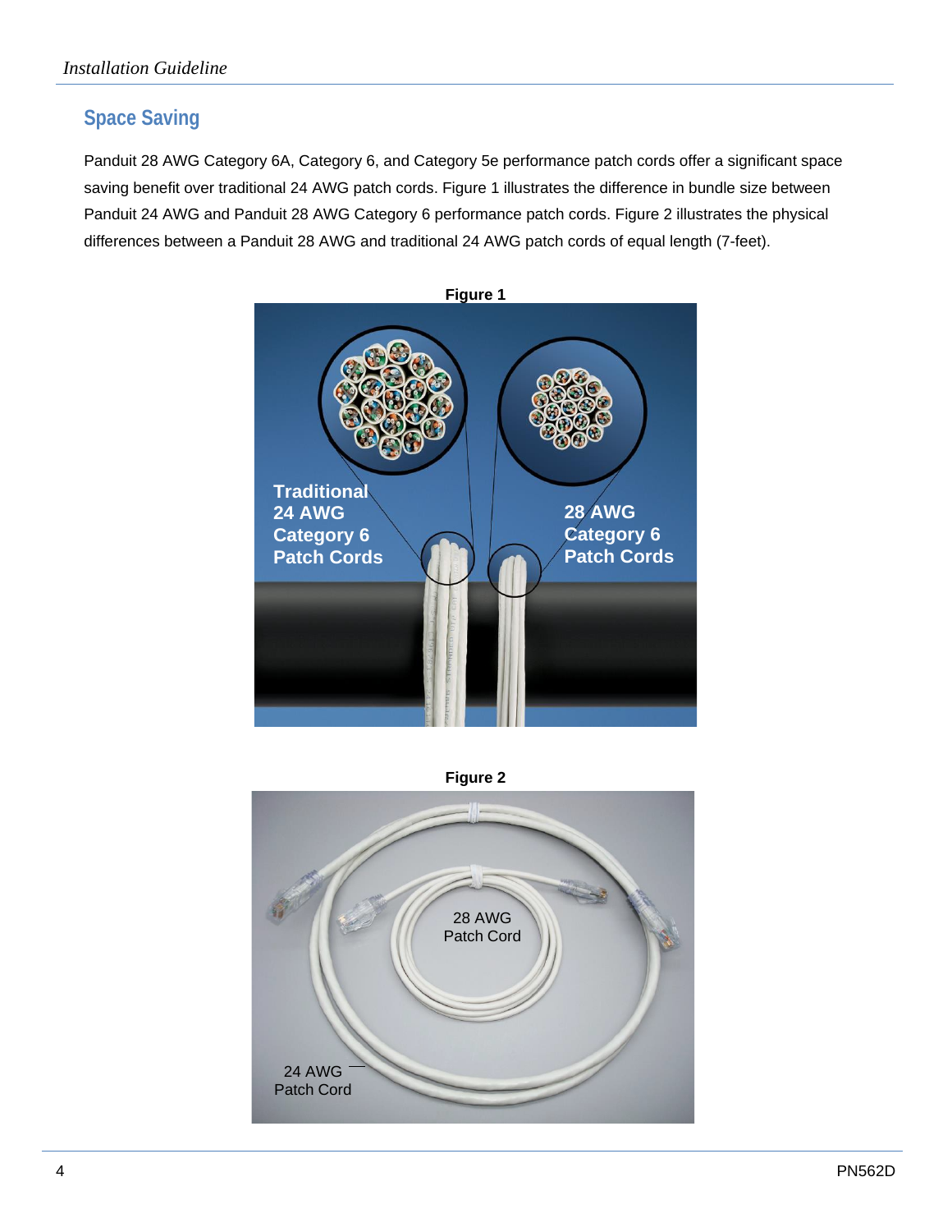## Space Saving

Panduit 28 AWG Category 6A, Category 6, and Category 5e performance patch cords offer a significant space saving benefit over traditional 24 AWG patch cords. Figure 1 illustrates the difference in bundle size between Panduit 24 AWG and Panduit 28 AWG Category 6 performance patch cords. Figure 2 illustrates the physical differences between a Panduit 28 AWG and traditional 24 AWG patch cords of equal length (7-feet).

**Figure 1**

**Figure 2**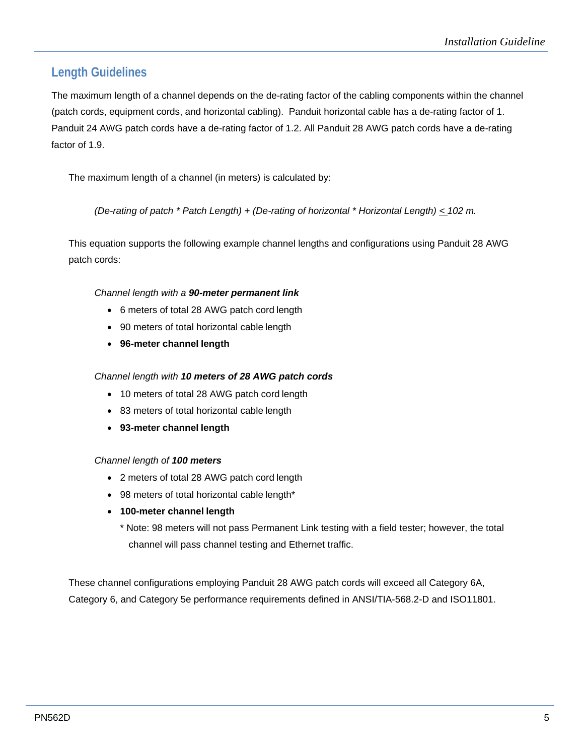## Length Guidelines

The maximum length of a channel depends on the de-rating factor of the cabling components within the channel (patch cords, equipment cords, and horizontal cabling). Panduit horizontal cable has a de-rating factor of 1. Panduit 24 AWG patch cords have a de-rating factor of 1.2. All Panduit 28 AWG patch cords have a de-rating factor of 1.9.

The maximum length of a channel (in meters) is calculated by:

*(De-rating of patch * Patch Length) + (De-rating of horizontal * Horizontal Length) ≤ 102 m.*

This equation supports the following example channel lengths and configurations using Panduit 28 AWG patch cords:

*Channel length with a **90-meter permanent link***

- 6 meters of total 28 AWG patch cord length
- 90 meters of total horizontal cable length
- **96-meter channel length**

*Channel length with **10 meters of 28 AWG patch cords***

- 10 meters of total 28 AWG patch cord length
- 83 meters of total horizontal cable length
- **93-meter channel length**

*Channel length of **100 meters***

- 2 meters of total 28 AWG patch cord length
- 98 meters of total horizontal cable length*
- **100-meter channel length**

  * Note: 98 meters will not pass Permanent Link testing with a field tester; however, the total channel will pass channel testing and Ethernet traffic.

These channel configurations employing Panduit 28 AWG patch cords will exceed all Category 6A, Category 6, and Category 5e performance requirements defined in ANSI/TIA-568.2-D and ISO11801.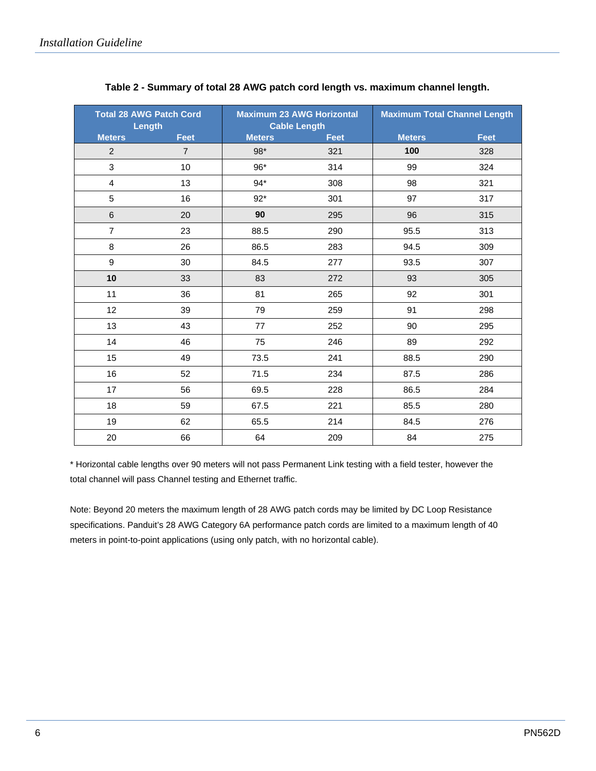**Table 2 - Summary of total 28 AWG patch cord length vs. maximum channel length.**

| Total 28 AWG Patch Cord Length | | Maximum 23 AWG Horizontal Cable Length | | Maximum Total Channel Length | |
|---|---|---|---|---|---|
| Meters | Feet | Meters | Feet | Meters | Feet |
| 2 | 7 | 98* | 321 | **100** | 328 |
| 3 | 10 | 96* | 314 | 99 | 324 |
| 4 | 13 | 94* | 308 | 98 | 321 |
| 5 | 16 | 92* | 301 | 97 | 317 |
| 6 | 20 | **90** | 295 | 96 | 315 |
| 7 | 23 | 88.5 | 290 | 95.5 | 313 |
| 8 | 26 | 86.5 | 283 | 94.5 | 309 |
| 9 | 30 | 84.5 | 277 | 93.5 | 307 |
| **10** | 33 | 83 | 272 | 93 | 305 |
| 11 | 36 | 81 | 265 | 92 | 301 |
| 12 | 39 | 79 | 259 | 91 | 298 |
| 13 | 43 | 77 | 252 | 90 | 295 |
| 14 | 46 | 75 | 246 | 89 | 292 |
| 15 | 49 | 73.5 | 241 | 88.5 | 290 |
| 16 | 52 | 71.5 | 234 | 87.5 | 286 |
| 17 | 56 | 69.5 | 228 | 86.5 | 284 |
| 18 | 59 | 67.5 | 221 | 85.5 | 280 |
| 19 | 62 | 65.5 | 214 | 84.5 | 276 |
| 20 | 66 | 64 | 209 | 84 | 275 |

* Horizontal cable lengths over 90 meters will not pass Permanent Link testing with a field tester, however the total channel will pass Channel testing and Ethernet traffic.

Note: Beyond 20 meters the maximum length of 28 AWG patch cords may be limited by DC Loop Resistance specifications. Panduit's 28 AWG Category 6A performance patch cords are limited to a maximum length of 40 meters in point-to-point applications (using only patch, with no horizontal cable).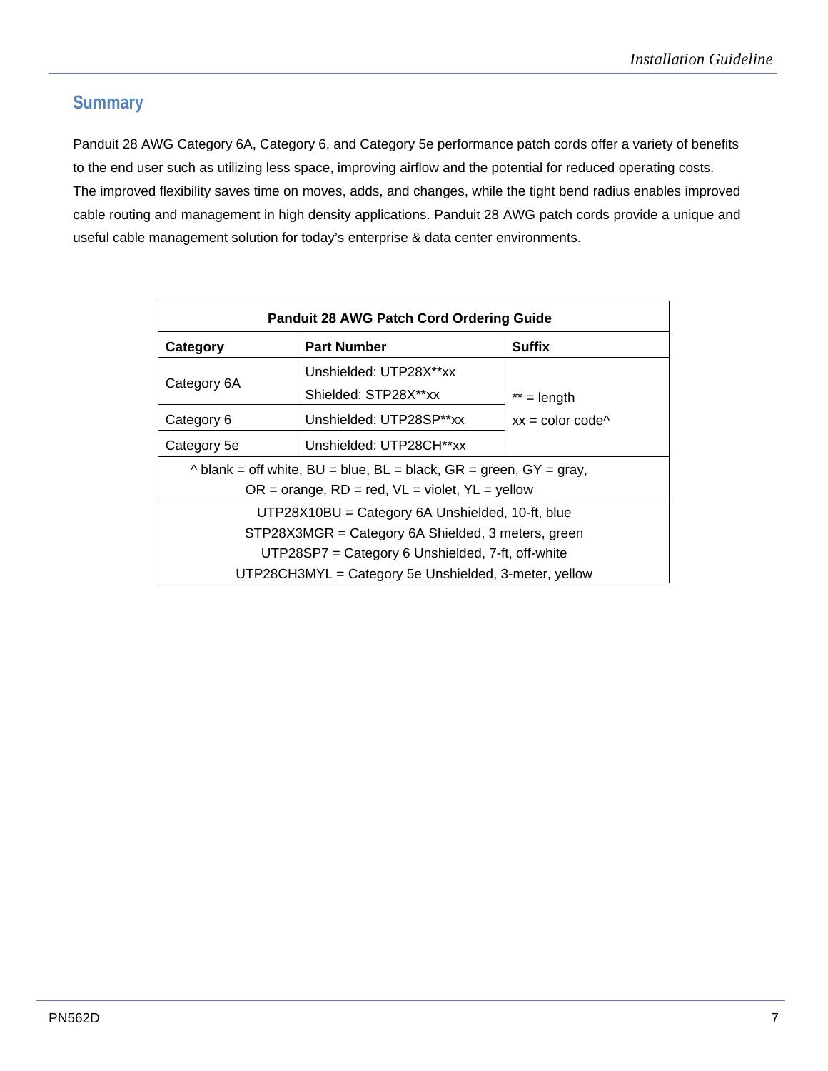## Summary

Panduit 28 AWG Category 6A, Category 6, and Category 5e performance patch cords offer a variety of benefits to the end user such as utilizing less space, improving airflow and the potential for reduced operating costs. The improved flexibility saves time on moves, adds, and changes, while the tight bend radius enables improved cable routing and management in high density applications. Panduit 28 AWG patch cords provide a unique and useful cable management solution for today's enterprise & data center environments.

**Panduit 28 AWG Patch Cord Ordering Guide**

| Category | Part Number | Suffix |
|---|---|---|
| Category 6A | Unshielded: UTP28X**xx<br>Shielded: STP28X**xx | ** = length<br>xx = color code^ |
| Category 6 | Unshielded: UTP28SP**xx | |
| Category 5e | Unshielded: UTP28CH**xx | |
| ^ blank = off white, BU = blue, BL = black, GR = green, GY = gray, OR = orange, RD = red, VL = violet, YL = yellow | | |
| UTP28X10BU = Category 6A Unshielded, 10-ft, blue<br>STP28X3MGR = Category 6A Shielded, 3 meters, green<br>UTP28SP7 = Category 6 Unshielded, 7-ft, off-white<br>UTP28CH3MYL = Category 5e Unshielded, 3-meter, yellow | | |